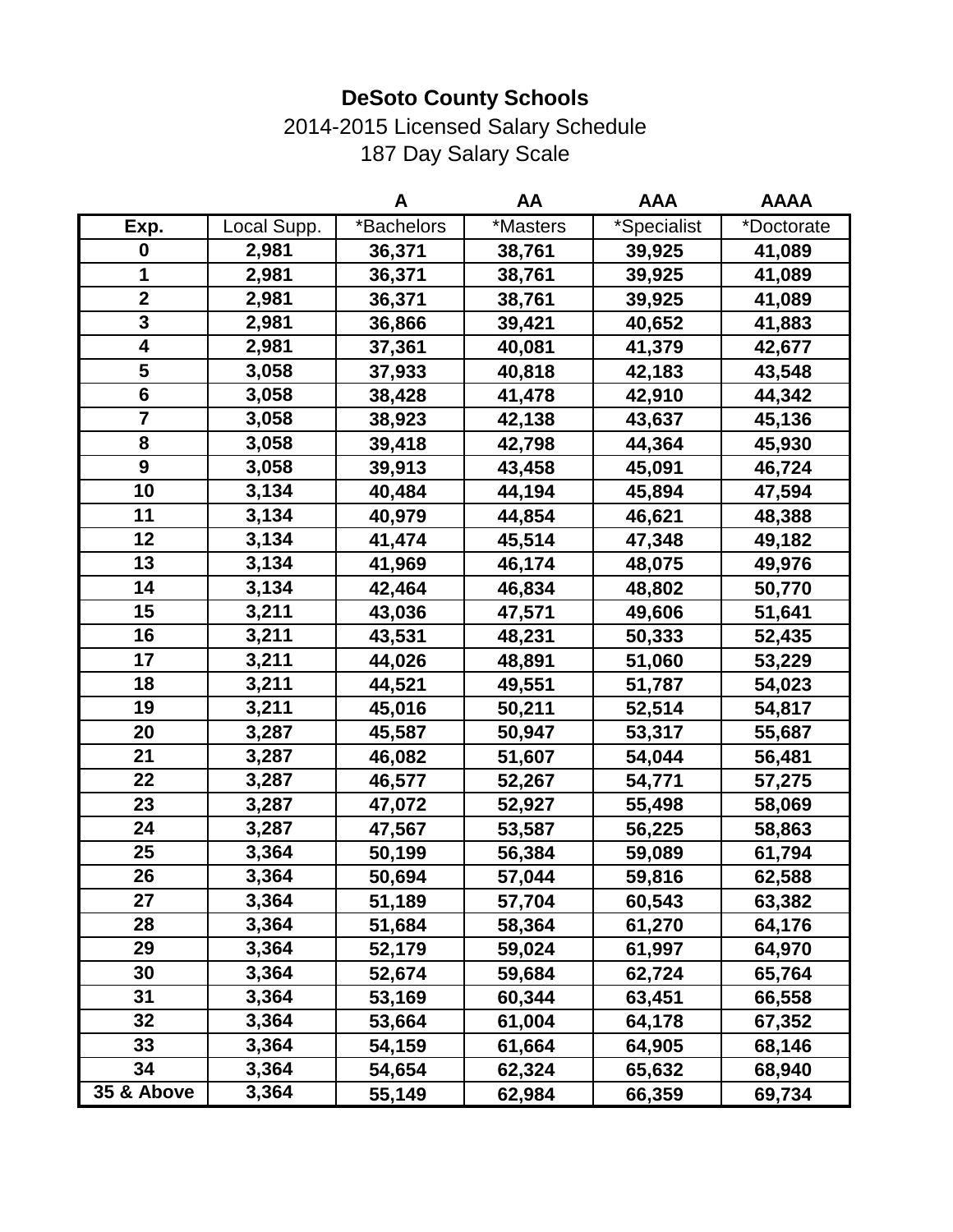# DeSoto County Schools

2014-2015 Licensed Salary Schedule

187 Day Salary Scale

| | | A | AA | AAA | AAAA |
|---|---|---|---|---|---|
| **Exp.** | Local Supp. | *Bachelors | *Masters | *Specialist | *Doctorate |
| **0** | **2,981** | **36,371** | **38,761** | **39,925** | **41,089** |
| **1** | **2,981** | **36,371** | **38,761** | **39,925** | **41,089** |
| **2** | **2,981** | **36,371** | **38,761** | **39,925** | **41,089** |
| **3** | **2,981** | **36,866** | **39,421** | **40,652** | **41,883** |
| **4** | **2,981** | **37,361** | **40,081** | **41,379** | **42,677** |
| **5** | **3,058** | **37,933** | **40,818** | **42,183** | **43,548** |
| **6** | **3,058** | **38,428** | **41,478** | **42,910** | **44,342** |
| **7** | **3,058** | **38,923** | **42,138** | **43,637** | **45,136** |
| **8** | **3,058** | **39,418** | **42,798** | **44,364** | **45,930** |
| **9** | **3,058** | **39,913** | **43,458** | **45,091** | **46,724** |
| **10** | **3,134** | **40,484** | **44,194** | **45,894** | **47,594** |
| **11** | **3,134** | **40,979** | **44,854** | **46,621** | **48,388** |
| **12** | **3,134** | **41,474** | **45,514** | **47,348** | **49,182** |
| **13** | **3,134** | **41,969** | **46,174** | **48,075** | **49,976** |
| **14** | **3,134** | **42,464** | **46,834** | **48,802** | **50,770** |
| **15** | **3,211** | **43,036** | **47,571** | **49,606** | **51,641** |
| **16** | **3,211** | **43,531** | **48,231** | **50,333** | **52,435** |
| **17** | **3,211** | **44,026** | **48,891** | **51,060** | **53,229** |
| **18** | **3,211** | **44,521** | **49,551** | **51,787** | **54,023** |
| **19** | **3,211** | **45,016** | **50,211** | **52,514** | **54,817** |
| **20** | **3,287** | **45,587** | **50,947** | **53,317** | **55,687** |
| **21** | **3,287** | **46,082** | **51,607** | **54,044** | **56,481** |
| **22** | **3,287** | **46,577** | **52,267** | **54,771** | **57,275** |
| **23** | **3,287** | **47,072** | **52,927** | **55,498** | **58,069** |
| **24** | **3,287** | **47,567** | **53,587** | **56,225** | **58,863** |
| **25** | **3,364** | **50,199** | **56,384** | **59,089** | **61,794** |
| **26** | **3,364** | **50,694** | **57,044** | **59,816** | **62,588** |
| **27** | **3,364** | **51,189** | **57,704** | **60,543** | **63,382** |
| **28** | **3,364** | **51,684** | **58,364** | **61,270** | **64,176** |
| **29** | **3,364** | **52,179** | **59,024** | **61,997** | **64,970** |
| **30** | **3,364** | **52,674** | **59,684** | **62,724** | **65,764** |
| **31** | **3,364** | **53,169** | **60,344** | **63,451** | **66,558** |
| **32** | **3,364** | **53,664** | **61,004** | **64,178** | **67,352** |
| **33** | **3,364** | **54,159** | **61,664** | **64,905** | **68,146** |
| **34** | **3,364** | **54,654** | **62,324** | **65,632** | **68,940** |
| **35 & Above** | **3,364** | **55,149** | **62,984** | **66,359** | **69,734** |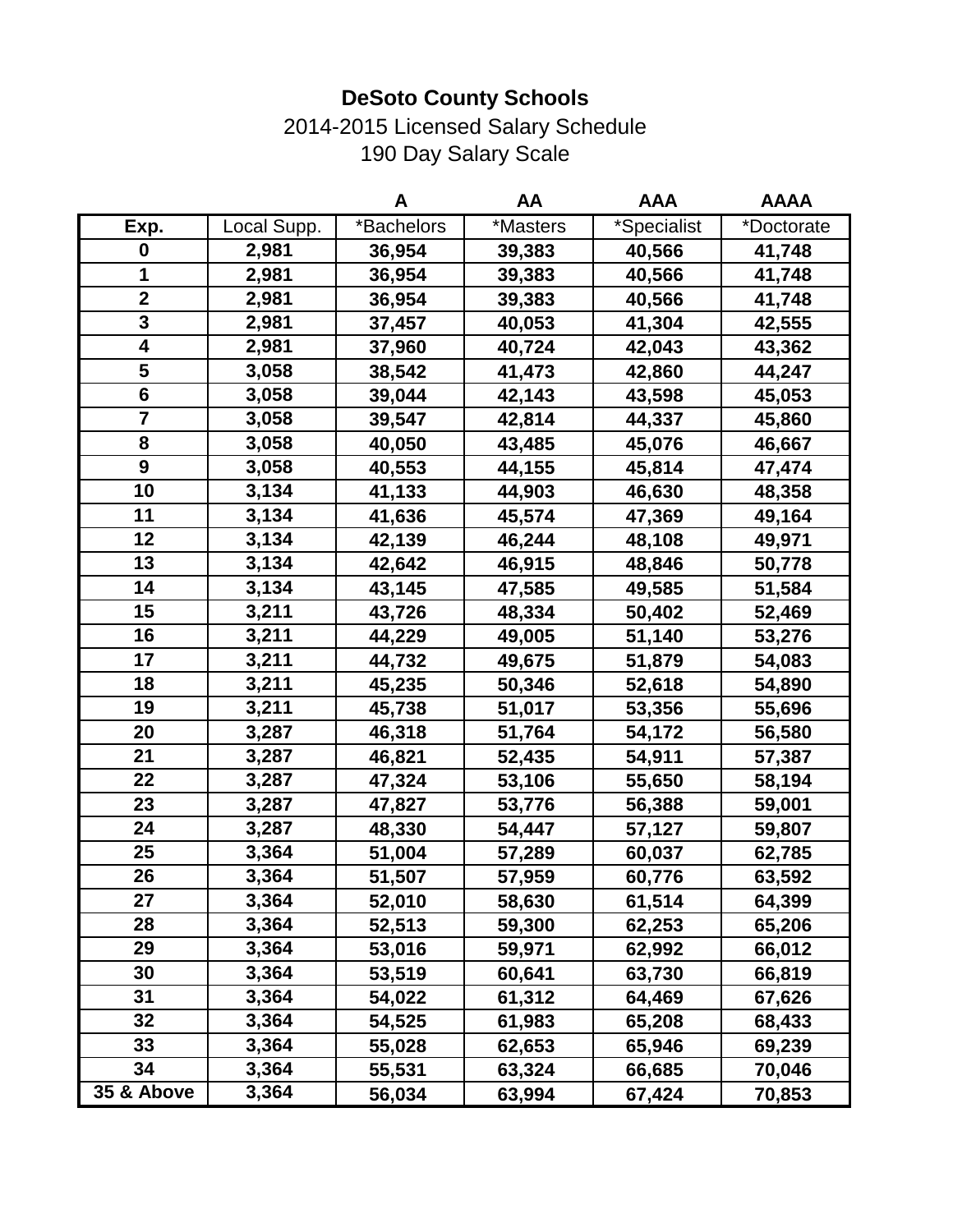# DeSoto County Schools

2014-2015 Licensed Salary Schedule

190 Day Salary Scale

| | | A | AA | AAA | AAAA |
|---|---|---|---|---|---|
| Exp. | Local Supp. | *Bachelors | *Masters | *Specialist | *Doctorate |
| 0 | 2,981 | 36,954 | 39,383 | 40,566 | 41,748 |
| 1 | 2,981 | 36,954 | 39,383 | 40,566 | 41,748 |
| 2 | 2,981 | 36,954 | 39,383 | 40,566 | 41,748 |
| 3 | 2,981 | 37,457 | 40,053 | 41,304 | 42,555 |
| 4 | 2,981 | 37,960 | 40,724 | 42,043 | 43,362 |
| 5 | 3,058 | 38,542 | 41,473 | 42,860 | 44,247 |
| 6 | 3,058 | 39,044 | 42,143 | 43,598 | 45,053 |
| 7 | 3,058 | 39,547 | 42,814 | 44,337 | 45,860 |
| 8 | 3,058 | 40,050 | 43,485 | 45,076 | 46,667 |
| 9 | 3,058 | 40,553 | 44,155 | 45,814 | 47,474 |
| 10 | 3,134 | 41,133 | 44,903 | 46,630 | 48,358 |
| 11 | 3,134 | 41,636 | 45,574 | 47,369 | 49,164 |
| 12 | 3,134 | 42,139 | 46,244 | 48,108 | 49,971 |
| 13 | 3,134 | 42,642 | 46,915 | 48,846 | 50,778 |
| 14 | 3,134 | 43,145 | 47,585 | 49,585 | 51,584 |
| 15 | 3,211 | 43,726 | 48,334 | 50,402 | 52,469 |
| 16 | 3,211 | 44,229 | 49,005 | 51,140 | 53,276 |
| 17 | 3,211 | 44,732 | 49,675 | 51,879 | 54,083 |
| 18 | 3,211 | 45,235 | 50,346 | 52,618 | 54,890 |
| 19 | 3,211 | 45,738 | 51,017 | 53,356 | 55,696 |
| 20 | 3,287 | 46,318 | 51,764 | 54,172 | 56,580 |
| 21 | 3,287 | 46,821 | 52,435 | 54,911 | 57,387 |
| 22 | 3,287 | 47,324 | 53,106 | 55,650 | 58,194 |
| 23 | 3,287 | 47,827 | 53,776 | 56,388 | 59,001 |
| 24 | 3,287 | 48,330 | 54,447 | 57,127 | 59,807 |
| 25 | 3,364 | 51,004 | 57,289 | 60,037 | 62,785 |
| 26 | 3,364 | 51,507 | 57,959 | 60,776 | 63,592 |
| 27 | 3,364 | 52,010 | 58,630 | 61,514 | 64,399 |
| 28 | 3,364 | 52,513 | 59,300 | 62,253 | 65,206 |
| 29 | 3,364 | 53,016 | 59,971 | 62,992 | 66,012 |
| 30 | 3,364 | 53,519 | 60,641 | 63,730 | 66,819 |
| 31 | 3,364 | 54,022 | 61,312 | 64,469 | 67,626 |
| 32 | 3,364 | 54,525 | 61,983 | 65,208 | 68,433 |
| 33 | 3,364 | 55,028 | 62,653 | 65,946 | 69,239 |
| 34 | 3,364 | 55,531 | 63,324 | 66,685 | 70,046 |
| 35 & Above | 3,364 | 56,034 | 63,994 | 67,424 | 70,853 |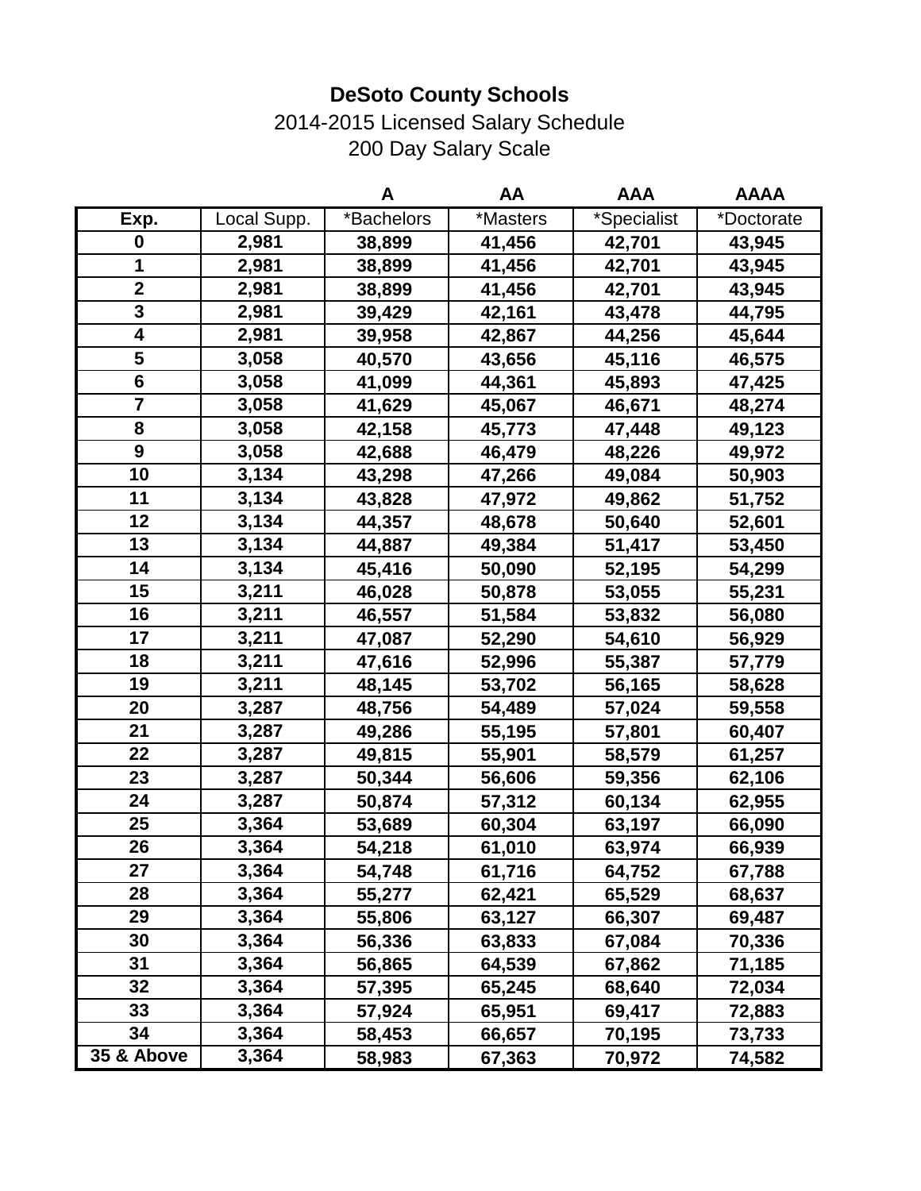# DeSoto County Schools

2014-2015 Licensed Salary Schedule

200 Day Salary Scale

| | | A | AA | AAA | AAAA |
|---|---|---|---|---|---|
| **Exp.** | Local Supp. | *Bachelors | *Masters | *Specialist | *Doctorate |
| **0** | **2,981** | **38,899** | **41,456** | **42,701** | **43,945** |
| **1** | **2,981** | **38,899** | **41,456** | **42,701** | **43,945** |
| **2** | **2,981** | **38,899** | **41,456** | **42,701** | **43,945** |
| **3** | **2,981** | **39,429** | **42,161** | **43,478** | **44,795** |
| **4** | **2,981** | **39,958** | **42,867** | **44,256** | **45,644** |
| **5** | **3,058** | **40,570** | **43,656** | **45,116** | **46,575** |
| **6** | **3,058** | **41,099** | **44,361** | **45,893** | **47,425** |
| **7** | **3,058** | **41,629** | **45,067** | **46,671** | **48,274** |
| **8** | **3,058** | **42,158** | **45,773** | **47,448** | **49,123** |
| **9** | **3,058** | **42,688** | **46,479** | **48,226** | **49,972** |
| **10** | **3,134** | **43,298** | **47,266** | **49,084** | **50,903** |
| **11** | **3,134** | **43,828** | **47,972** | **49,862** | **51,752** |
| **12** | **3,134** | **44,357** | **48,678** | **50,640** | **52,601** |
| **13** | **3,134** | **44,887** | **49,384** | **51,417** | **53,450** |
| **14** | **3,134** | **45,416** | **50,090** | **52,195** | **54,299** |
| **15** | **3,211** | **46,028** | **50,878** | **53,055** | **55,231** |
| **16** | **3,211** | **46,557** | **51,584** | **53,832** | **56,080** |
| **17** | **3,211** | **47,087** | **52,290** | **54,610** | **56,929** |
| **18** | **3,211** | **47,616** | **52,996** | **55,387** | **57,779** |
| **19** | **3,211** | **48,145** | **53,702** | **56,165** | **58,628** |
| **20** | **3,287** | **48,756** | **54,489** | **57,024** | **59,558** |
| **21** | **3,287** | **49,286** | **55,195** | **57,801** | **60,407** |
| **22** | **3,287** | **49,815** | **55,901** | **58,579** | **61,257** |
| **23** | **3,287** | **50,344** | **56,606** | **59,356** | **62,106** |
| **24** | **3,287** | **50,874** | **57,312** | **60,134** | **62,955** |
| **25** | **3,364** | **53,689** | **60,304** | **63,197** | **66,090** |
| **26** | **3,364** | **54,218** | **61,010** | **63,974** | **66,939** |
| **27** | **3,364** | **54,748** | **61,716** | **64,752** | **67,788** |
| **28** | **3,364** | **55,277** | **62,421** | **65,529** | **68,637** |
| **29** | **3,364** | **55,806** | **63,127** | **66,307** | **69,487** |
| **30** | **3,364** | **56,336** | **63,833** | **67,084** | **70,336** |
| **31** | **3,364** | **56,865** | **64,539** | **67,862** | **71,185** |
| **32** | **3,364** | **57,395** | **65,245** | **68,640** | **72,034** |
| **33** | **3,364** | **57,924** | **65,951** | **69,417** | **72,883** |
| **34** | **3,364** | **58,453** | **66,657** | **70,195** | **73,733** |
| **35 & Above** | **3,364** | **58,983** | **67,363** | **70,972** | **74,582** |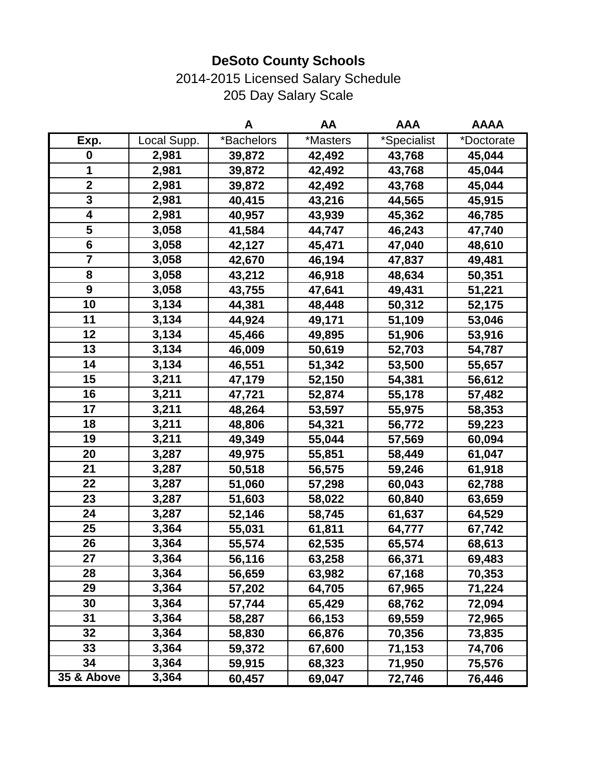# DeSoto County Schools

2014-2015 Licensed Salary Schedule

205 Day Salary Scale

| | | A | AA | AAA | AAAA |
|---|---|---|---|---|---|
| **Exp.** | Local Supp. | *Bachelors | *Masters | *Specialist | *Doctorate |
| **0** | **2,981** | **39,872** | **42,492** | **43,768** | **45,044** |
| **1** | **2,981** | **39,872** | **42,492** | **43,768** | **45,044** |
| **2** | **2,981** | **39,872** | **42,492** | **43,768** | **45,044** |
| **3** | **2,981** | **40,415** | **43,216** | **44,565** | **45,915** |
| **4** | **2,981** | **40,957** | **43,939** | **45,362** | **46,785** |
| **5** | **3,058** | **41,584** | **44,747** | **46,243** | **47,740** |
| **6** | **3,058** | **42,127** | **45,471** | **47,040** | **48,610** |
| **7** | **3,058** | **42,670** | **46,194** | **47,837** | **49,481** |
| **8** | **3,058** | **43,212** | **46,918** | **48,634** | **50,351** |
| **9** | **3,058** | **43,755** | **47,641** | **49,431** | **51,221** |
| **10** | **3,134** | **44,381** | **48,448** | **50,312** | **52,175** |
| **11** | **3,134** | **44,924** | **49,171** | **51,109** | **53,046** |
| **12** | **3,134** | **45,466** | **49,895** | **51,906** | **53,916** |
| **13** | **3,134** | **46,009** | **50,619** | **52,703** | **54,787** |
| **14** | **3,134** | **46,551** | **51,342** | **53,500** | **55,657** |
| **15** | **3,211** | **47,179** | **52,150** | **54,381** | **56,612** |
| **16** | **3,211** | **47,721** | **52,874** | **55,178** | **57,482** |
| **17** | **3,211** | **48,264** | **53,597** | **55,975** | **58,353** |
| **18** | **3,211** | **48,806** | **54,321** | **56,772** | **59,223** |
| **19** | **3,211** | **49,349** | **55,044** | **57,569** | **60,094** |
| **20** | **3,287** | **49,975** | **55,851** | **58,449** | **61,047** |
| **21** | **3,287** | **50,518** | **56,575** | **59,246** | **61,918** |
| **22** | **3,287** | **51,060** | **57,298** | **60,043** | **62,788** |
| **23** | **3,287** | **51,603** | **58,022** | **60,840** | **63,659** |
| **24** | **3,287** | **52,146** | **58,745** | **61,637** | **64,529** |
| **25** | **3,364** | **55,031** | **61,811** | **64,777** | **67,742** |
| **26** | **3,364** | **55,574** | **62,535** | **65,574** | **68,613** |
| **27** | **3,364** | **56,116** | **63,258** | **66,371** | **69,483** |
| **28** | **3,364** | **56,659** | **63,982** | **67,168** | **70,353** |
| **29** | **3,364** | **57,202** | **64,705** | **67,965** | **71,224** |
| **30** | **3,364** | **57,744** | **65,429** | **68,762** | **72,094** |
| **31** | **3,364** | **58,287** | **66,153** | **69,559** | **72,965** |
| **32** | **3,364** | **58,830** | **66,876** | **70,356** | **73,835** |
| **33** | **3,364** | **59,372** | **67,600** | **71,153** | **74,706** |
| **34** | **3,364** | **59,915** | **68,323** | **71,950** | **75,576** |
| **35 & Above** | **3,364** | **60,457** | **69,047** | **72,746** | **76,446** |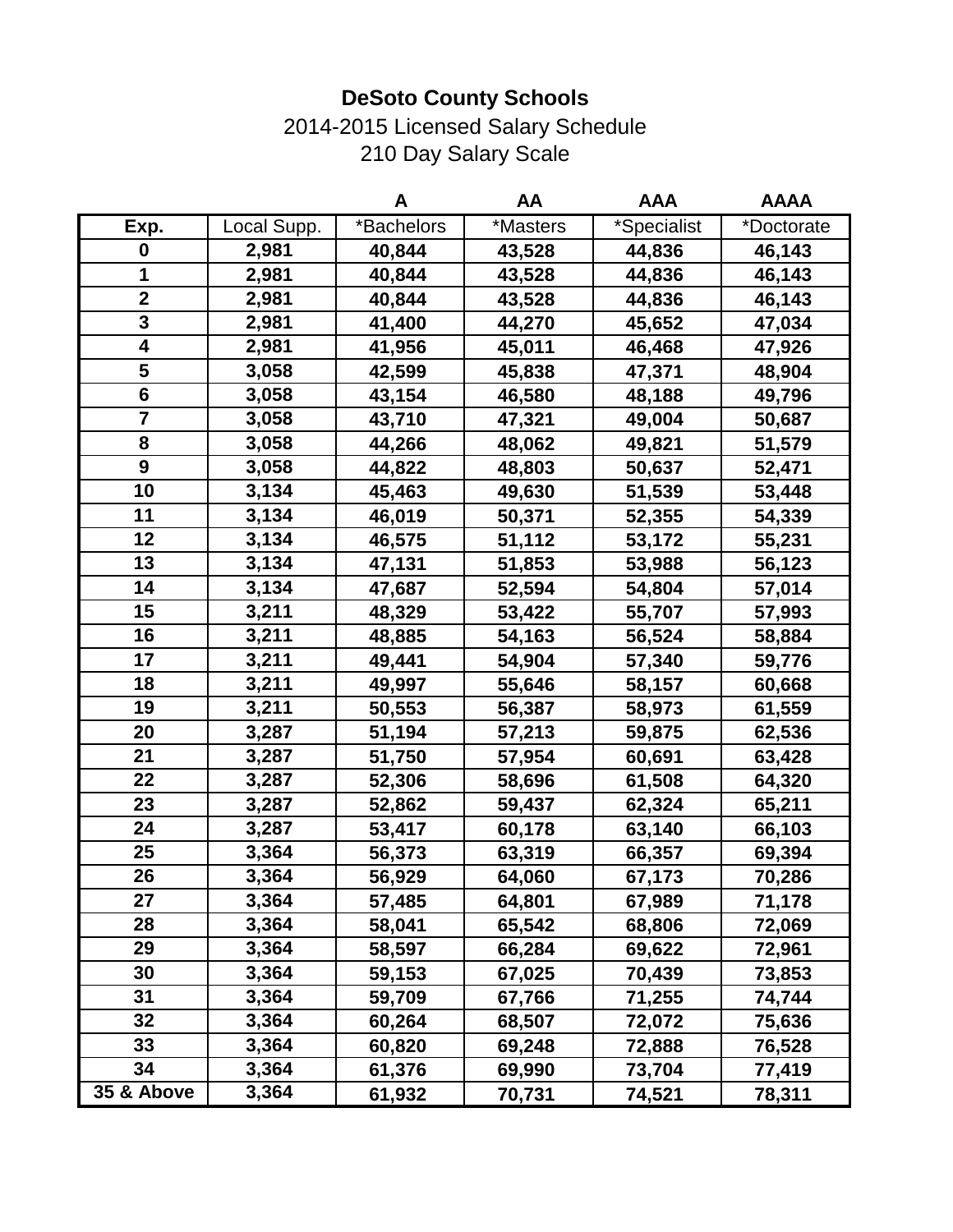# DeSoto County Schools

2014-2015 Licensed Salary Schedule

210 Day Salary Scale

| | | A | AA | AAA | AAAA |
|---|---|---|---|---|---|
| **Exp.** | Local Supp. | *Bachelors | *Masters | *Specialist | *Doctorate |
| **0** | **2,981** | **40,844** | **43,528** | **44,836** | **46,143** |
| **1** | **2,981** | **40,844** | **43,528** | **44,836** | **46,143** |
| **2** | **2,981** | **40,844** | **43,528** | **44,836** | **46,143** |
| **3** | **2,981** | **41,400** | **44,270** | **45,652** | **47,034** |
| **4** | **2,981** | **41,956** | **45,011** | **46,468** | **47,926** |
| **5** | **3,058** | **42,599** | **45,838** | **47,371** | **48,904** |
| **6** | **3,058** | **43,154** | **46,580** | **48,188** | **49,796** |
| **7** | **3,058** | **43,710** | **47,321** | **49,004** | **50,687** |
| **8** | **3,058** | **44,266** | **48,062** | **49,821** | **51,579** |
| **9** | **3,058** | **44,822** | **48,803** | **50,637** | **52,471** |
| **10** | **3,134** | **45,463** | **49,630** | **51,539** | **53,448** |
| **11** | **3,134** | **46,019** | **50,371** | **52,355** | **54,339** |
| **12** | **3,134** | **46,575** | **51,112** | **53,172** | **55,231** |
| **13** | **3,134** | **47,131** | **51,853** | **53,988** | **56,123** |
| **14** | **3,134** | **47,687** | **52,594** | **54,804** | **57,014** |
| **15** | **3,211** | **48,329** | **53,422** | **55,707** | **57,993** |
| **16** | **3,211** | **48,885** | **54,163** | **56,524** | **58,884** |
| **17** | **3,211** | **49,441** | **54,904** | **57,340** | **59,776** |
| **18** | **3,211** | **49,997** | **55,646** | **58,157** | **60,668** |
| **19** | **3,211** | **50,553** | **56,387** | **58,973** | **61,559** |
| **20** | **3,287** | **51,194** | **57,213** | **59,875** | **62,536** |
| **21** | **3,287** | **51,750** | **57,954** | **60,691** | **63,428** |
| **22** | **3,287** | **52,306** | **58,696** | **61,508** | **64,320** |
| **23** | **3,287** | **52,862** | **59,437** | **62,324** | **65,211** |
| **24** | **3,287** | **53,417** | **60,178** | **63,140** | **66,103** |
| **25** | **3,364** | **56,373** | **63,319** | **66,357** | **69,394** |
| **26** | **3,364** | **56,929** | **64,060** | **67,173** | **70,286** |
| **27** | **3,364** | **57,485** | **64,801** | **67,989** | **71,178** |
| **28** | **3,364** | **58,041** | **65,542** | **68,806** | **72,069** |
| **29** | **3,364** | **58,597** | **66,284** | **69,622** | **72,961** |
| **30** | **3,364** | **59,153** | **67,025** | **70,439** | **73,853** |
| **31** | **3,364** | **59,709** | **67,766** | **71,255** | **74,744** |
| **32** | **3,364** | **60,264** | **68,507** | **72,072** | **75,636** |
| **33** | **3,364** | **60,820** | **69,248** | **72,888** | **76,528** |
| **34** | **3,364** | **61,376** | **69,990** | **73,704** | **77,419** |
| **35 & Above** | **3,364** | **61,932** | **70,731** | **74,521** | **78,311** |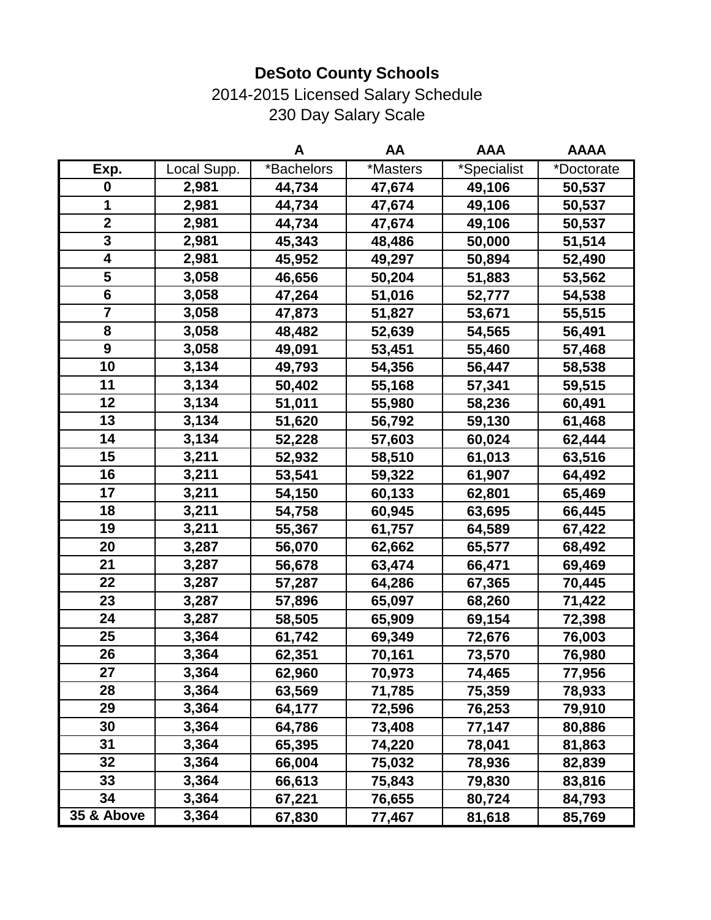# DeSoto County Schools

2014-2015 Licensed Salary Schedule

230 Day Salary Scale

| | | A | AA | AAA | AAAA |
|---|---|---|---|---|---|
| **Exp.** | Local Supp. | *Bachelors | *Masters | *Specialist | *Doctorate |
| **0** | **2,981** | **44,734** | **47,674** | **49,106** | **50,537** |
| **1** | **2,981** | **44,734** | **47,674** | **49,106** | **50,537** |
| **2** | **2,981** | **44,734** | **47,674** | **49,106** | **50,537** |
| **3** | **2,981** | **45,343** | **48,486** | **50,000** | **51,514** |
| **4** | **2,981** | **45,952** | **49,297** | **50,894** | **52,490** |
| **5** | **3,058** | **46,656** | **50,204** | **51,883** | **53,562** |
| **6** | **3,058** | **47,264** | **51,016** | **52,777** | **54,538** |
| **7** | **3,058** | **47,873** | **51,827** | **53,671** | **55,515** |
| **8** | **3,058** | **48,482** | **52,639** | **54,565** | **56,491** |
| **9** | **3,058** | **49,091** | **53,451** | **55,460** | **57,468** |
| **10** | **3,134** | **49,793** | **54,356** | **56,447** | **58,538** |
| **11** | **3,134** | **50,402** | **55,168** | **57,341** | **59,515** |
| **12** | **3,134** | **51,011** | **55,980** | **58,236** | **60,491** |
| **13** | **3,134** | **51,620** | **56,792** | **59,130** | **61,468** |
| **14** | **3,134** | **52,228** | **57,603** | **60,024** | **62,444** |
| **15** | **3,211** | **52,932** | **58,510** | **61,013** | **63,516** |
| **16** | **3,211** | **53,541** | **59,322** | **61,907** | **64,492** |
| **17** | **3,211** | **54,150** | **60,133** | **62,801** | **65,469** |
| **18** | **3,211** | **54,758** | **60,945** | **63,695** | **66,445** |
| **19** | **3,211** | **55,367** | **61,757** | **64,589** | **67,422** |
| **20** | **3,287** | **56,070** | **62,662** | **65,577** | **68,492** |
| **21** | **3,287** | **56,678** | **63,474** | **66,471** | **69,469** |
| **22** | **3,287** | **57,287** | **64,286** | **67,365** | **70,445** |
| **23** | **3,287** | **57,896** | **65,097** | **68,260** | **71,422** |
| **24** | **3,287** | **58,505** | **65,909** | **69,154** | **72,398** |
| **25** | **3,364** | **61,742** | **69,349** | **72,676** | **76,003** |
| **26** | **3,364** | **62,351** | **70,161** | **73,570** | **76,980** |
| **27** | **3,364** | **62,960** | **70,973** | **74,465** | **77,956** |
| **28** | **3,364** | **63,569** | **71,785** | **75,359** | **78,933** |
| **29** | **3,364** | **64,177** | **72,596** | **76,253** | **79,910** |
| **30** | **3,364** | **64,786** | **73,408** | **77,147** | **80,886** |
| **31** | **3,364** | **65,395** | **74,220** | **78,041** | **81,863** |
| **32** | **3,364** | **66,004** | **75,032** | **78,936** | **82,839** |
| **33** | **3,364** | **66,613** | **75,843** | **79,830** | **83,816** |
| **34** | **3,364** | **67,221** | **76,655** | **80,724** | **84,793** |
| **35 & Above** | **3,364** | **67,830** | **77,467** | **81,618** | **85,769** |